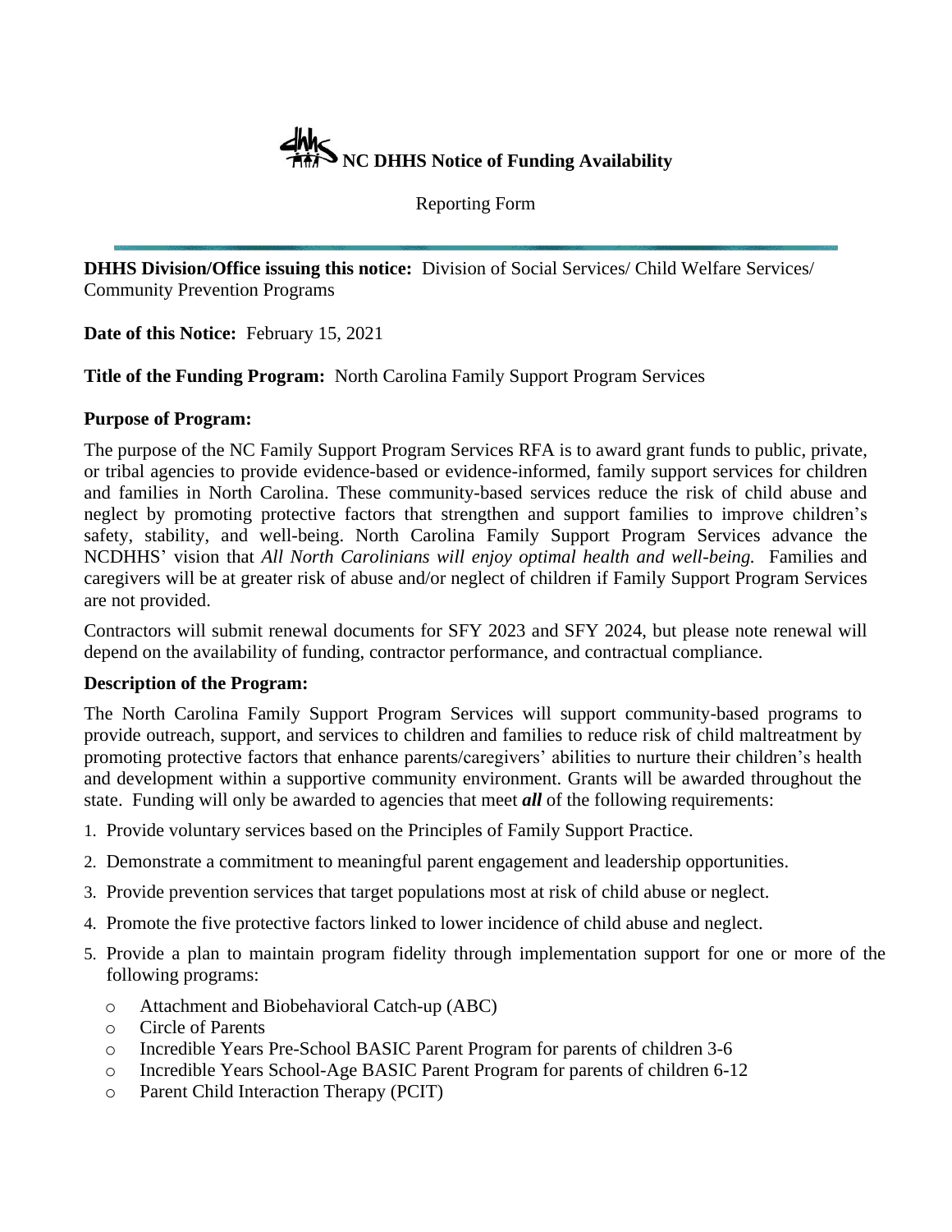# NC DHHS Notice of Funding Availability

Reporting Form

**DHHS Division/Office issuing this notice:** Division of Social Services/ Child Welfare Services/ Community Prevention Programs

**Date of this Notice:** February 15, 2021

**Title of the Funding Program:** North Carolina Family Support Program Services

**Purpose of Program:**

The purpose of the NC Family Support Program Services RFA is to award grant funds to public, private, or tribal agencies to provide evidence-based or evidence-informed, family support services for children and families in North Carolina. These community-based services reduce the risk of child abuse and neglect by promoting protective factors that strengthen and support families to improve children's safety, stability, and well-being. North Carolina Family Support Program Services advance the NCDHHS' vision that *All North Carolinians will enjoy optimal health and well-being.* Families and caregivers will be at greater risk of abuse and/or neglect of children if Family Support Program Services are not provided.

Contractors will submit renewal documents for SFY 2023 and SFY 2024, but please note renewal will depend on the availability of funding, contractor performance, and contractual compliance.

**Description of the Program:**

The North Carolina Family Support Program Services will support community-based programs to provide outreach, support, and services to children and families to reduce risk of child maltreatment by promoting protective factors that enhance parents/caregivers' abilities to nurture their children's health and development within a supportive community environment. Grants will be awarded throughout the state. Funding will only be awarded to agencies that meet ***all*** of the following requirements:

1. Provide voluntary services based on the Principles of Family Support Practice.
2. Demonstrate a commitment to meaningful parent engagement and leadership opportunities.
3. Provide prevention services that target populations most at risk of child abuse or neglect.
4. Promote the five protective factors linked to lower incidence of child abuse and neglect.
5. Provide a plan to maintain program fidelity through implementation support for one or more of the following programs:
   - Attachment and Biobehavioral Catch-up (ABC)
   - Circle of Parents
   - Incredible Years Pre-School BASIC Parent Program for parents of children 3-6
   - Incredible Years School-Age BASIC Parent Program for parents of children 6-12
   - Parent Child Interaction Therapy (PCIT)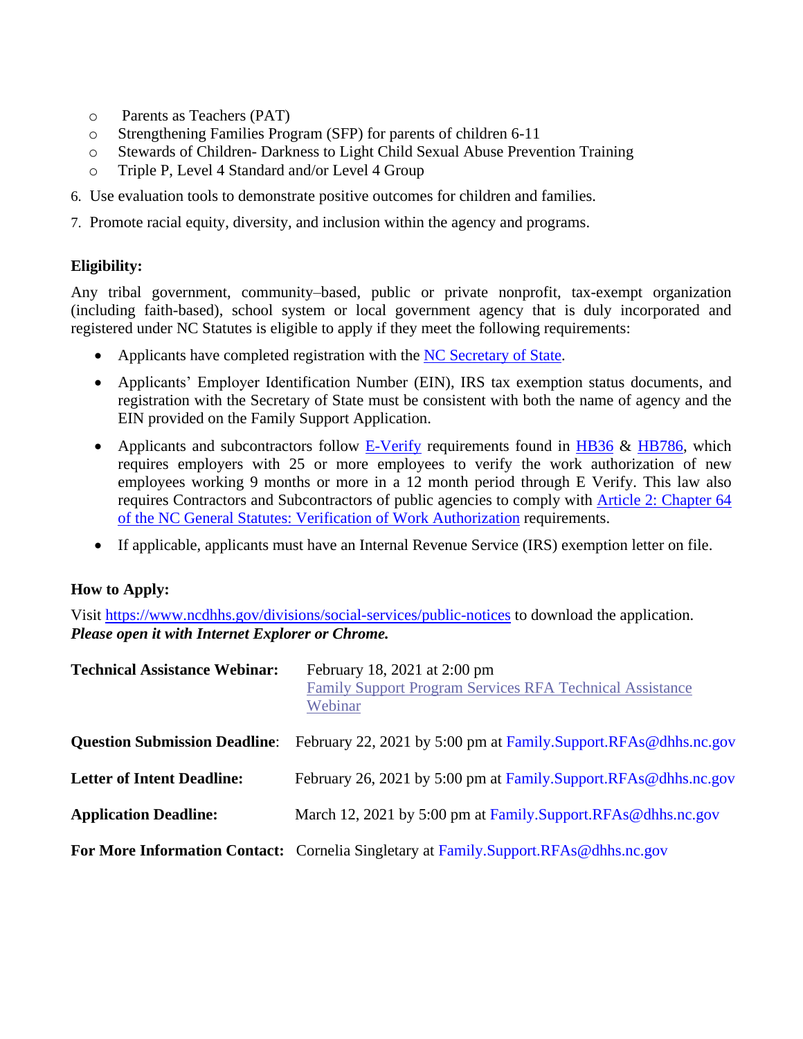- Parents as Teachers (PAT)
- Strengthening Families Program (SFP) for parents of children 6-11
- Stewards of Children- Darkness to Light Child Sexual Abuse Prevention Training
- Triple P, Level 4 Standard and/or Level 4 Group

6. Use evaluation tools to demonstrate positive outcomes for children and families.
7. Promote racial equity, diversity, and inclusion within the agency and programs.

**Eligibility:**

Any tribal government, community–based, public or private nonprofit, tax-exempt organization (including faith-based), school system or local government agency that is duly incorporated and registered under NC Statutes is eligible to apply if they meet the following requirements:

- Applicants have completed registration with the NC Secretary of State.
- Applicants' Employer Identification Number (EIN), IRS tax exemption status documents, and registration with the Secretary of State must be consistent with both the name of agency and the EIN provided on the Family Support Application.
- Applicants and subcontractors follow E-Verify requirements found in HB36 & HB786, which requires employers with 25 or more employees to verify the work authorization of new employees working 9 months or more in a 12 month period through E Verify. This law also requires Contractors and Subcontractors of public agencies to comply with Article 2: Chapter 64 of the NC General Statutes: Verification of Work Authorization requirements.
- If applicable, applicants must have an Internal Revenue Service (IRS) exemption letter on file.

**How to Apply:**

Visit https://www.ncdhhs.gov/divisions/social-services/public-notices to download the application.
***Please open it with Internet Explorer or Chrome.***

**Technical Assistance Webinar:** February 18, 2021 at 2:00 pm
Family Support Program Services RFA Technical Assistance Webinar

**Question Submission Deadline**: February 22, 2021 by 5:00 pm at Family.Support.RFAs@dhhs.nc.gov

**Letter of Intent Deadline:** February 26, 2021 by 5:00 pm at Family.Support.RFAs@dhhs.nc.gov

**Application Deadline:** March 12, 2021 by 5:00 pm at Family.Support.RFAs@dhhs.nc.gov

**For More Information Contact:** Cornelia Singletary at Family.Support.RFAs@dhhs.nc.gov